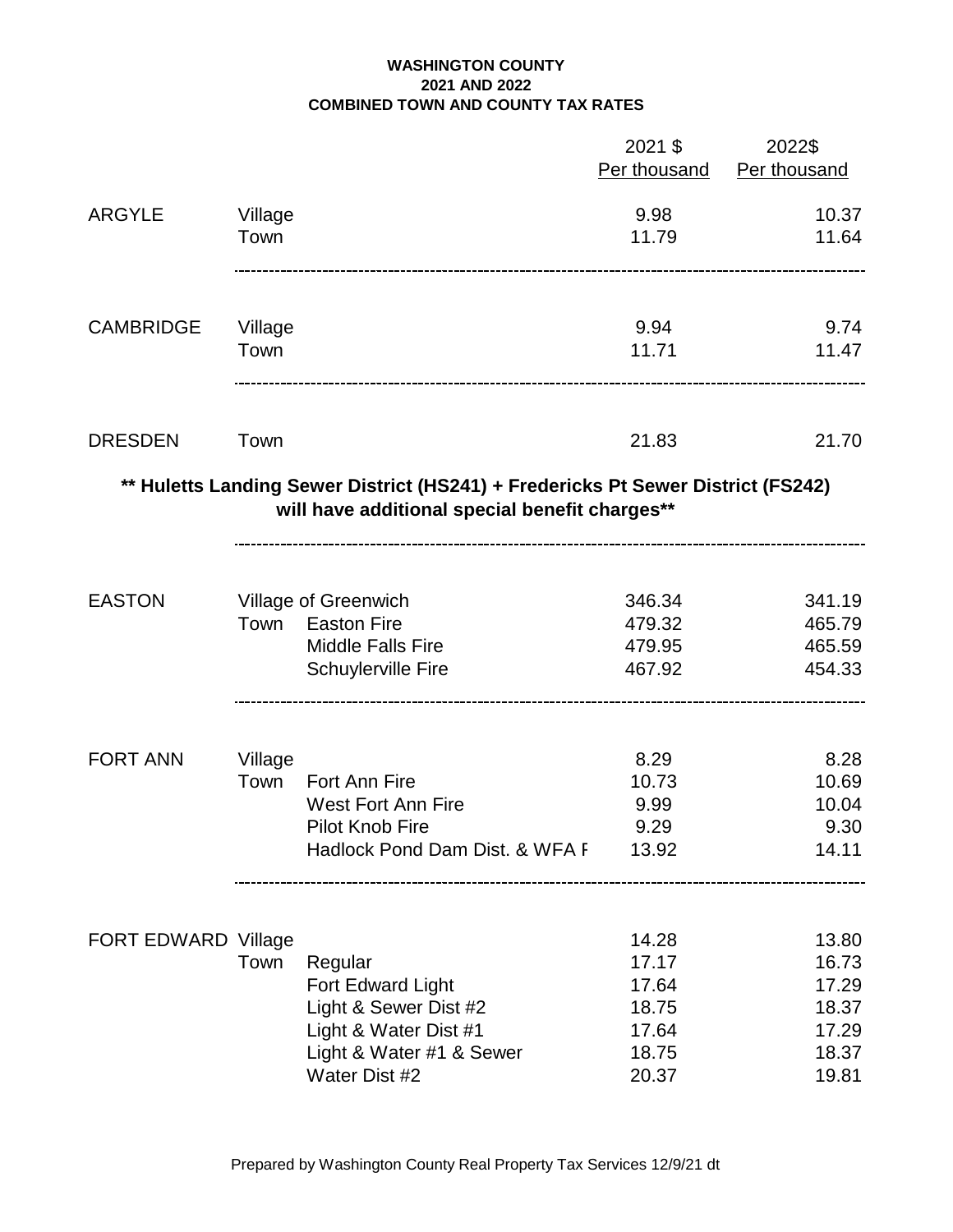**WASHINGTON COUNTY**
**2021 AND 2022**
**COMBINED TOWN AND COUNTY TAX RATES**

| | | | 2021 $ Per thousand | 2022$ Per thousand |
|---|---|---|---|---|
| ARGYLE | Village | | 9.98 | 10.37 |
| | Town | | 11.79 | 11.64 |
| CAMBRIDGE | Village | | 9.94 | 9.74 |
| | Town | | 11.71 | 11.47 |
| DRESDEN | Town | | 21.83 | 21.70 |

**\*\* Huletts Landing Sewer District (HS241) + Fredericks Pt Sewer District (FS242) will have additional special benefit charges\*\***

| | | | 2021 $ Per thousand | 2022$ Per thousand |
|---|---|---|---|---|
| EASTON | Village of Greenwich | | 346.34 | 341.19 |
| | Town | Easton Fire | 479.32 | 465.79 |
| | | Middle Falls Fire | 479.95 | 465.59 |
| | | Schuylerville Fire | 467.92 | 454.33 |
| FORT ANN | Village | | 8.29 | 8.28 |
| | Town | Fort Ann Fire | 10.73 | 10.69 |
| | | West Fort Ann Fire | 9.99 | 10.04 |
| | | Pilot Knob Fire | 9.29 | 9.30 |
| | | Hadlock Pond Dam Dist. & WFA F | 13.92 | 14.11 |
| FORT EDWARD | Village | | 14.28 | 13.80 |
| | Town | Regular | 17.17 | 16.73 |
| | | Fort Edward Light | 17.64 | 17.29 |
| | | Light & Sewer Dist #2 | 18.75 | 18.37 |
| | | Light & Water Dist #1 | 17.64 | 17.29 |
| | | Light & Water #1 & Sewer | 18.75 | 18.37 |
| | | Water Dist #2 | 20.37 | 19.81 |

Prepared by Washington County Real Property Tax Services 12/9/21 dt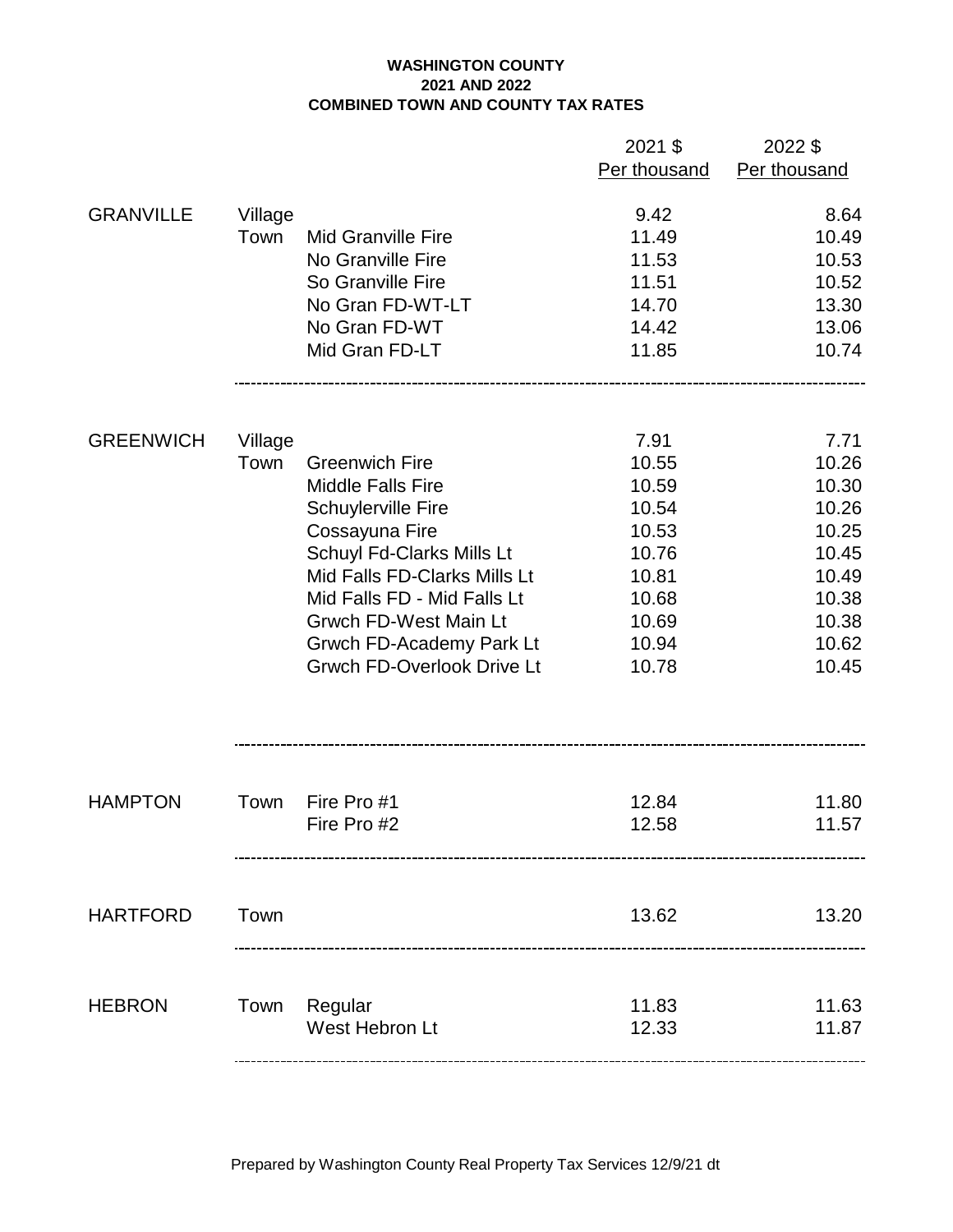**WASHINGTON COUNTY**
**2021 AND 2022**
**COMBINED TOWN AND COUNTY TAX RATES**

| | | | 2021 $ Per thousand | 2022 $ Per thousand |
|---|---|---|---|---|
| GRANVILLE | Village | | 9.42 | 8.64 |
| | Town | Mid Granville Fire | 11.49 | 10.49 |
| | | No Granville Fire | 11.53 | 10.53 |
| | | So Granville Fire | 11.51 | 10.52 |
| | | No Gran FD-WT-LT | 14.70 | 13.30 |
| | | No Gran FD-WT | 14.42 | 13.06 |
| | | Mid Gran FD-LT | 11.85 | 10.74 |
| GREENWICH | Village | | 7.91 | 7.71 |
| | Town | Greenwich Fire | 10.55 | 10.26 |
| | | Middle Falls Fire | 10.59 | 10.30 |
| | | Schuylerville Fire | 10.54 | 10.26 |
| | | Cossayuna Fire | 10.53 | 10.25 |
| | | Schuyl Fd-Clarks Mills Lt | 10.76 | 10.45 |
| | | Mid Falls FD-Clarks Mills Lt | 10.81 | 10.49 |
| | | Mid Falls FD - Mid Falls Lt | 10.68 | 10.38 |
| | | Grwch FD-West Main Lt | 10.69 | 10.38 |
| | | Grwch FD-Academy Park Lt | 10.94 | 10.62 |
| | | Grwch FD-Overlook Drive Lt | 10.78 | 10.45 |
| HAMPTON | Town | Fire Pro #1 | 12.84 | 11.80 |
| | | Fire Pro #2 | 12.58 | 11.57 |
| HARTFORD | Town | | 13.62 | 13.20 |
| HEBRON | Town | Regular | 11.83 | 11.63 |
| | | West Hebron Lt | 12.33 | 11.87 |

Prepared by Washington County Real Property Tax Services 12/9/21 dt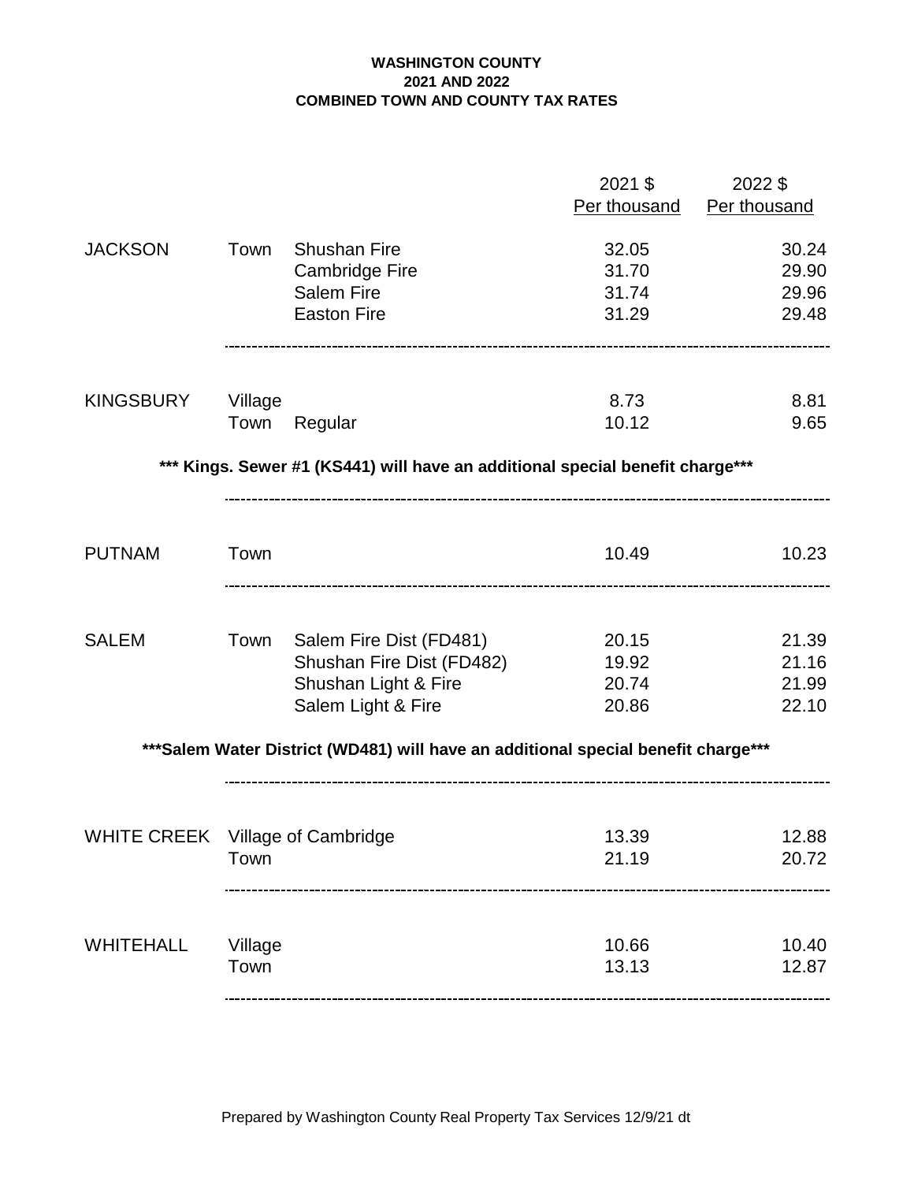**WASHINGTON COUNTY**
**2021 AND 2022**
**COMBINED TOWN AND COUNTY TAX RATES**

| | | | 2021 $ Per thousand | 2022 $ Per thousand |
|---|---|---|---|---|
| JACKSON | Town | Shushan Fire | 32.05 | 30.24 |
| | | Cambridge Fire | 31.70 | 29.90 |
| | | Salem Fire | 31.74 | 29.96 |
| | | Easton Fire | 31.29 | 29.48 |
| KINGSBURY | Village | | 8.73 | 8.81 |
| | Town | Regular | 10.12 | 9.65 |
| | | *** Kings. Sewer #1 (KS441) will have an additional special benefit charge*** | | |
| PUTNAM | Town | | 10.49 | 10.23 |
| SALEM | Town | Salem Fire Dist (FD481) | 20.15 | 21.39 |
| | | Shushan Fire Dist (FD482) | 19.92 | 21.16 |
| | | Shushan Light & Fire | 20.74 | 21.99 |
| | | Salem Light & Fire | 20.86 | 22.10 |
| | | ***Salem Water District (WD481) will have an additional special benefit charge*** | | |
| WHITE CREEK | Village of Cambridge | | 13.39 | 12.88 |
| | Town | | 21.19 | 20.72 |
| WHITEHALL | Village | | 10.66 | 10.40 |
| | Town | | 13.13 | 12.87 |

Prepared by Washington County Real Property Tax Services 12/9/21 dt